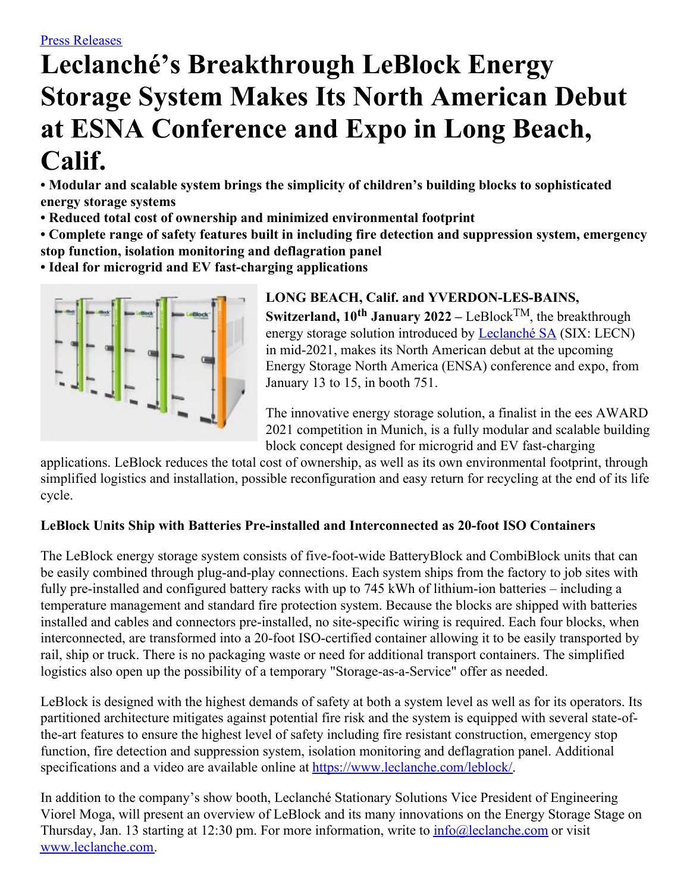[Press Releases]

# Leclanché's Breakthrough LeBlock Energy Storage System Makes Its North American Debut at ESNA Conference and Expo in Long Beach, Calif.

**• Modular and scalable system brings the simplicity of children's building blocks to sophisticated energy storage systems**
**• Reduced total cost of ownership and minimized environmental footprint**
**• Complete range of safety features built in including fire detection and suppression system, emergency stop function, isolation monitoring and deflagration panel**
**• Ideal for microgrid and EV fast-charging applications**

**LONG BEACH, Calif. and YVERDON-LES-BAINS, Switzerland, 10th January 2022 –** LeBlock™, the breakthrough energy storage solution introduced by Leclanché SA (SIX: LECN) in mid-2021, makes its North American debut at the upcoming Energy Storage North America (ENSA) conference and expo, from January 13 to 15, in booth 751.

The innovative energy storage solution, a finalist in the ees AWARD 2021 competition in Munich, is a fully modular and scalable building block concept designed for microgrid and EV fast-charging applications. LeBlock reduces the total cost of ownership, as well as its own environmental footprint, through simplified logistics and installation, possible reconfiguration and easy return for recycling at the end of its life cycle.

**LeBlock Units Ship with Batteries Pre-installed and Interconnected as 20-foot ISO Containers**

The LeBlock energy storage system consists of five-foot-wide BatteryBlock and CombiBlock units that can be easily combined through plug-and-play connections. Each system ships from the factory to job sites with fully pre-installed and configured battery racks with up to 745 kWh of lithium-ion batteries – including a temperature management and standard fire protection system. Because the blocks are shipped with batteries installed and cables and connectors pre-installed, no site-specific wiring is required. Each four blocks, when interconnected, are transformed into a 20-foot ISO-certified container allowing it to be easily transported by rail, ship or truck. There is no packaging waste or need for additional transport containers. The simplified logistics also open up the possibility of a temporary "Storage-as-a-Service" offer as needed.

LeBlock is designed with the highest demands of safety at both a system level as well as for its operators. Its partitioned architecture mitigates against potential fire risk and the system is equipped with several state-of-the-art features to ensure the highest level of safety including fire resistant construction, emergency stop function, fire detection and suppression system, isolation monitoring and deflagration panel. Additional specifications and a video are available online at https://www.leclanche.com/leblock/.

In addition to the company's show booth, Leclanché Stationary Solutions Vice President of Engineering Viorel Moga, will present an overview of LeBlock and its many innovations on the Energy Storage Stage on Thursday, Jan. 13 starting at 12:30 pm. For more information, write to info@leclanche.com or visit www.leclanche.com.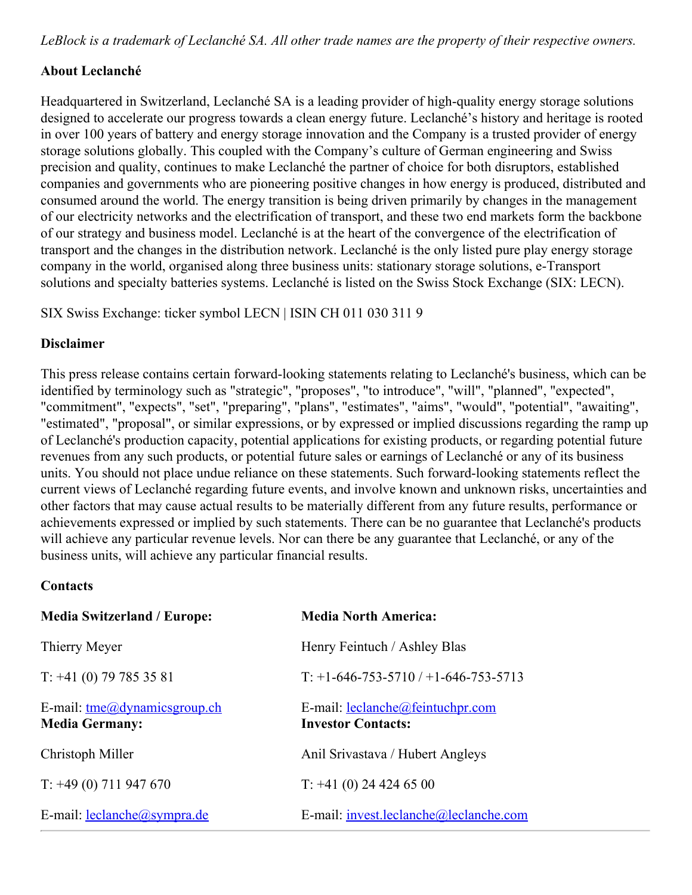*LeBlock is a trademark of Leclanché SA. All other trade names are the property of their respective owners.*

**About Leclanché**

Headquartered in Switzerland, Leclanché SA is a leading provider of high-quality energy storage solutions designed to accelerate our progress towards a clean energy future. Leclanché's history and heritage is rooted in over 100 years of battery and energy storage innovation and the Company is a trusted provider of energy storage solutions globally. This coupled with the Company's culture of German engineering and Swiss precision and quality, continues to make Leclanché the partner of choice for both disruptors, established companies and governments who are pioneering positive changes in how energy is produced, distributed and consumed around the world. The energy transition is being driven primarily by changes in the management of our electricity networks and the electrification of transport, and these two end markets form the backbone of our strategy and business model. Leclanché is at the heart of the convergence of the electrification of transport and the changes in the distribution network. Leclanché is the only listed pure play energy storage company in the world, organised along three business units: stationary storage solutions, e-Transport solutions and specialty batteries systems. Leclanché is listed on the Swiss Stock Exchange (SIX: LECN).

SIX Swiss Exchange: ticker symbol LECN | ISIN CH 011 030 311 9

**Disclaimer**

This press release contains certain forward-looking statements relating to Leclanché's business, which can be identified by terminology such as "strategic", "proposes", "to introduce", "will", "planned", "expected", "commitment", "expects", "set", "preparing", "plans", "estimates", "aims", "would", "potential", "awaiting", "estimated", "proposal", or similar expressions, or by expressed or implied discussions regarding the ramp up of Leclanché's production capacity, potential applications for existing products, or regarding potential future revenues from any such products, or potential future sales or earnings of Leclanché or any of its business units. You should not place undue reliance on these statements. Such forward-looking statements reflect the current views of Leclanché regarding future events, and involve known and unknown risks, uncertainties and other factors that may cause actual results to be materially different from any future results, performance or achievements expressed or implied by such statements. There can be no guarantee that Leclanché's products will achieve any particular revenue levels. Nor can there be any guarantee that Leclanché, or any of the business units, will achieve any particular financial results.

**Contacts**

**Media Switzerland / Europe:**

Thierry Meyer

T: +41 (0) 79 785 35 81

E-mail: tme@dynamicsgroup.ch

**Media Germany:**

Christoph Miller

T: +49 (0) 711 947 670

E-mail: leclanche@sympra.de

**Media North America:**

Henry Feintuch / Ashley Blas

T: +1-646-753-5710 / +1-646-753-5713

E-mail: leclanche@feintuchpr.com

**Investor Contacts:**

Anil Srivastava / Hubert Angleys

T: +41 (0) 24 424 65 00

E-mail: invest.leclanche@leclanche.com